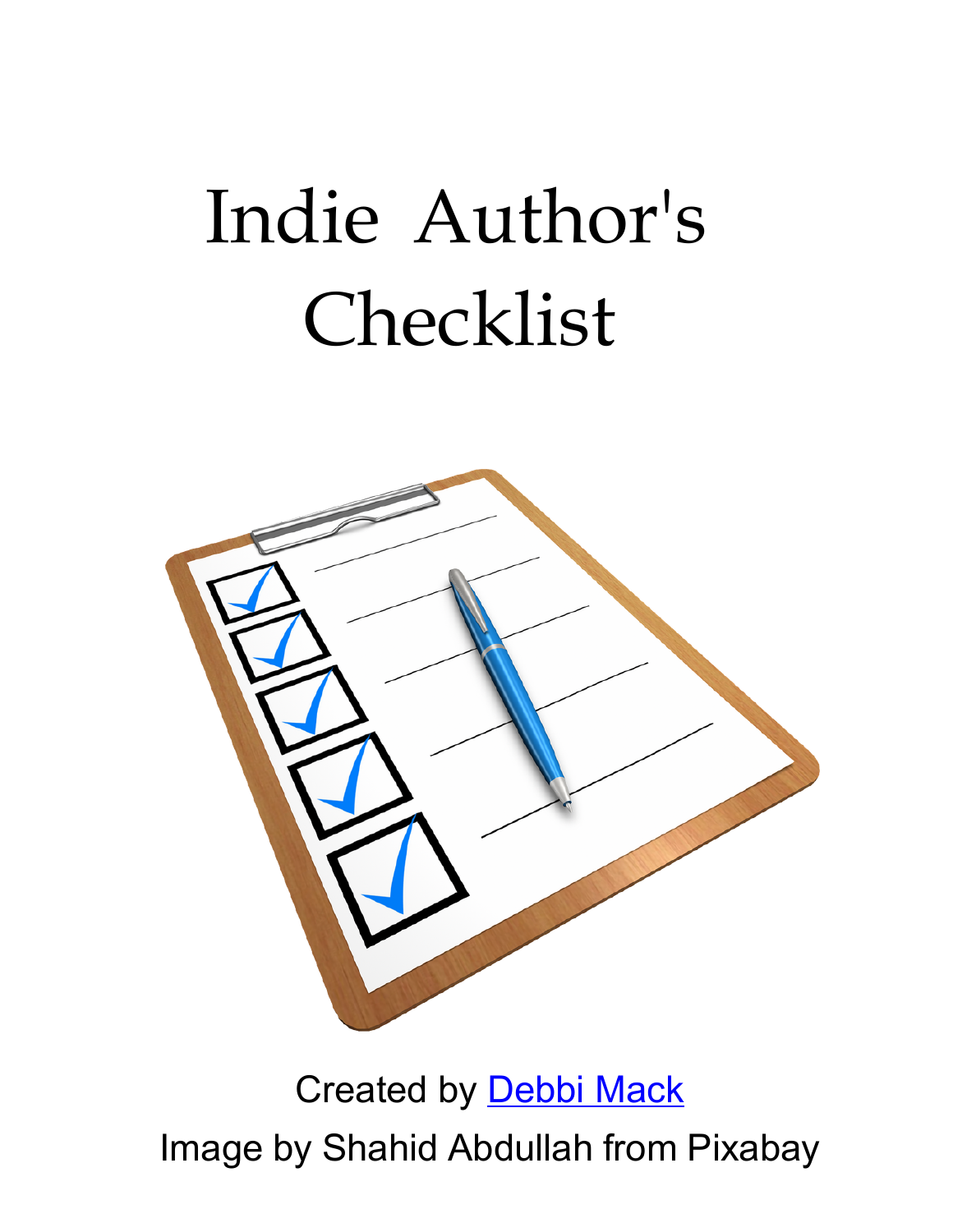# Indie Author's Checklist

Created by [Debbi Mack]

Image by Shahid Abdullah from Pixabay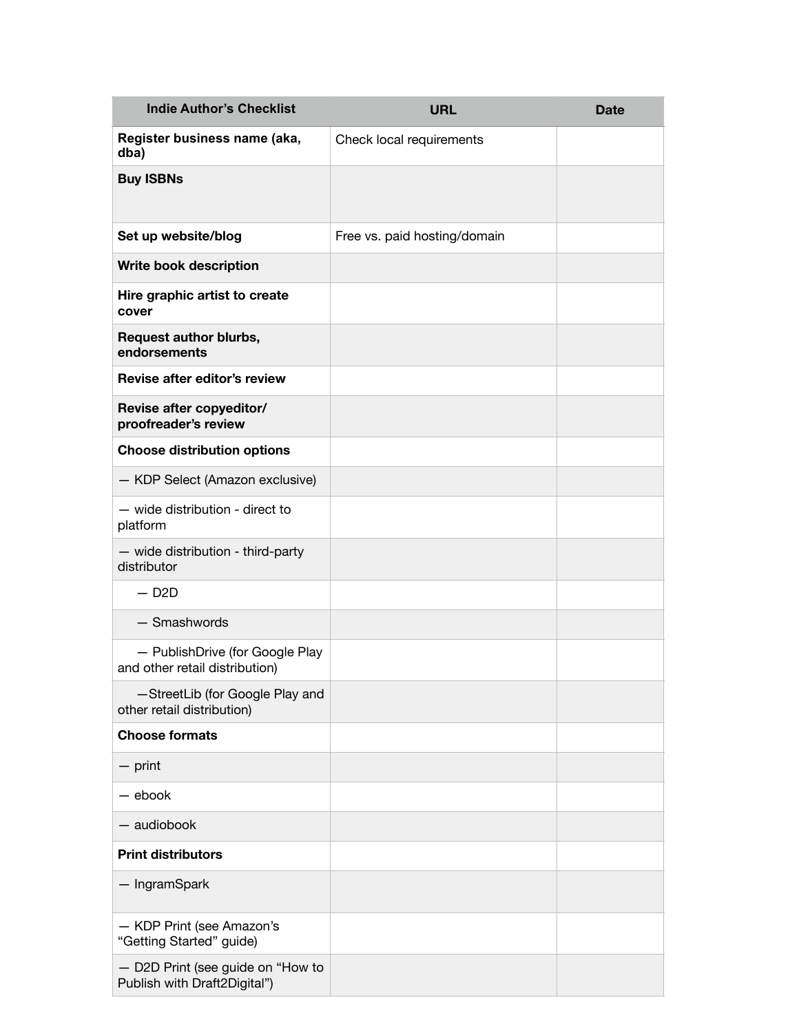| Indie Author’s Checklist | URL | Date |
|---|---|---|
| **Register business name (aka, dba)** | Check local requirements | |
| **Buy ISBNs** | | |
| **Set up website/blog** | Free vs. paid hosting/domain | |
| **Write book description** | | |
| **Hire graphic artist to create cover** | | |
| **Request author blurbs, endorsements** | | |
| **Revise after editor’s review** | | |
| **Revise after copyeditor/ proofreader’s review** | | |
| **Choose distribution options** | | |
| — KDP Select (Amazon exclusive) | | |
| — wide distribution - direct to platform | | |
| — wide distribution - third-party distributor | | |
| — D2D | | |
| — Smashwords | | |
| — PublishDrive (for Google Play and other retail distribution) | | |
| —StreetLib (for Google Play and other retail distribution) | | |
| **Choose formats** | | |
| — print | | |
| — ebook | | |
| — audiobook | | |
| **Print distributors** | | |
| — IngramSpark | | |
| — KDP Print (see Amazon’s “Getting Started” guide) | | |
| — D2D Print (see guide on “How to Publish with Draft2Digital”) | | |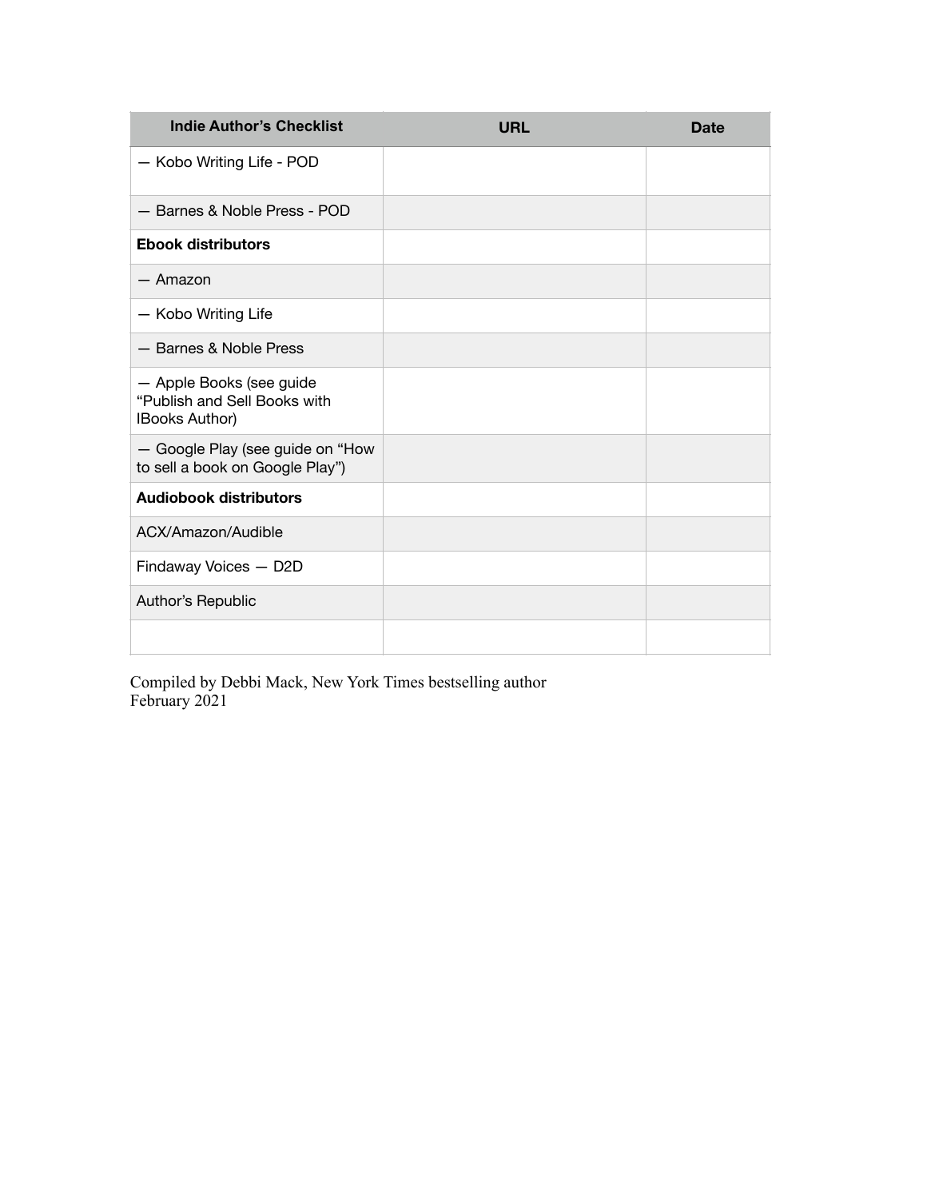| Indie Author's Checklist | URL | Date |
|---|---|---|
| — Kobo Writing Life - POD | | |
| — Barnes & Noble Press - POD | | |
| **Ebook distributors** | | |
| — Amazon | | |
| — Kobo Writing Life | | |
| — Barnes & Noble Press | | |
| — Apple Books (see guide "Publish and Sell Books with IBooks Author) | | |
| — Google Play (see guide on "How to sell a book on Google Play") | | |
| **Audiobook distributors** | | |
| ACX/Amazon/Audible | | |
| Findaway Voices — D2D | | |
| Author's Republic | | |
| | | |

Compiled by Debbi Mack, New York Times bestselling author
February 2021